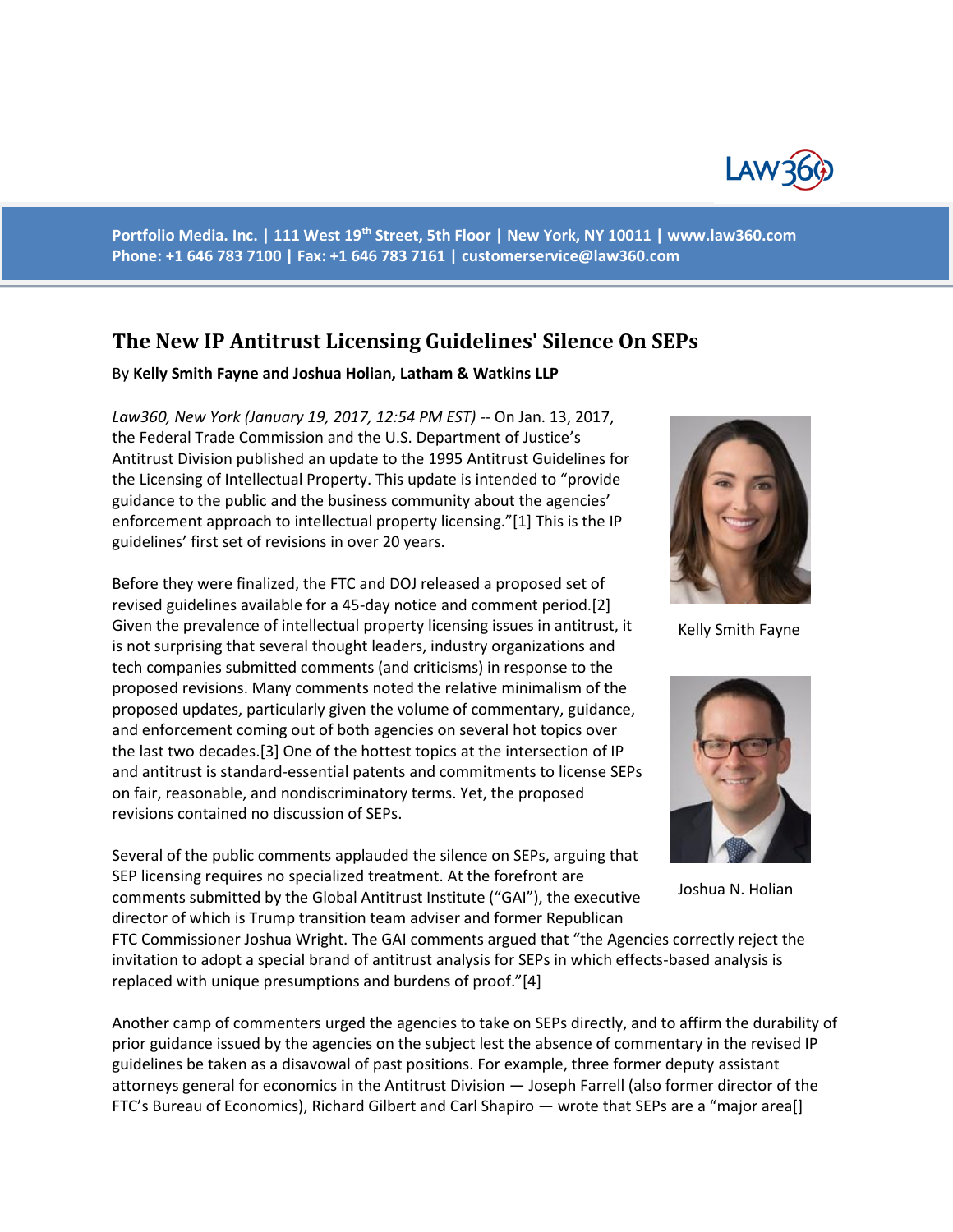Portfolio Media. Inc. | 111 West 19th Street, 5th Floor | New York, NY 10011 | www.law360.com
Phone: +1 646 783 7100 | Fax: +1 646 783 7161 | customerservice@law360.com

# The New IP Antitrust Licensing Guidelines' Silence On SEPs

By **Kelly Smith Fayne and Joshua Holian, Latham & Watkins LLP**

*Law360, New York (January 19, 2017, 12:54 PM EST)* -- On Jan. 13, 2017, the Federal Trade Commission and the U.S. Department of Justice's Antitrust Division published an update to the 1995 Antitrust Guidelines for the Licensing of Intellectual Property. This update is intended to "provide guidance to the public and the business community about the agencies' enforcement approach to intellectual property licensing."[1] This is the IP guidelines' first set of revisions in over 20 years.

Kelly Smith Fayne

Joshua N. Holian

Before they were finalized, the FTC and DOJ released a proposed set of revised guidelines available for a 45-day notice and comment period.[2] Given the prevalence of intellectual property licensing issues in antitrust, it is not surprising that several thought leaders, industry organizations and tech companies submitted comments (and criticisms) in response to the proposed revisions. Many comments noted the relative minimalism of the proposed updates, particularly given the volume of commentary, guidance, and enforcement coming out of both agencies on several hot topics over the last two decades.[3] One of the hottest topics at the intersection of IP and antitrust is standard-essential patents and commitments to license SEPs on fair, reasonable, and nondiscriminatory terms. Yet, the proposed revisions contained no discussion of SEPs.

Several of the public comments applauded the silence on SEPs, arguing that SEP licensing requires no specialized treatment. At the forefront are comments submitted by the Global Antitrust Institute ("GAI"), the executive director of which is Trump transition team adviser and former Republican FTC Commissioner Joshua Wright. The GAI comments argued that "the Agencies correctly reject the invitation to adopt a special brand of antitrust analysis for SEPs in which effects-based analysis is replaced with unique presumptions and burdens of proof."[4]

Another camp of commenters urged the agencies to take on SEPs directly, and to affirm the durability of prior guidance issued by the agencies on the subject lest the absence of commentary in the revised IP guidelines be taken as a disavowal of past positions. For example, three former deputy assistant attorneys general for economics in the Antitrust Division — Joseph Farrell (also former director of the FTC's Bureau of Economics), Richard Gilbert and Carl Shapiro — wrote that SEPs are a "major area[]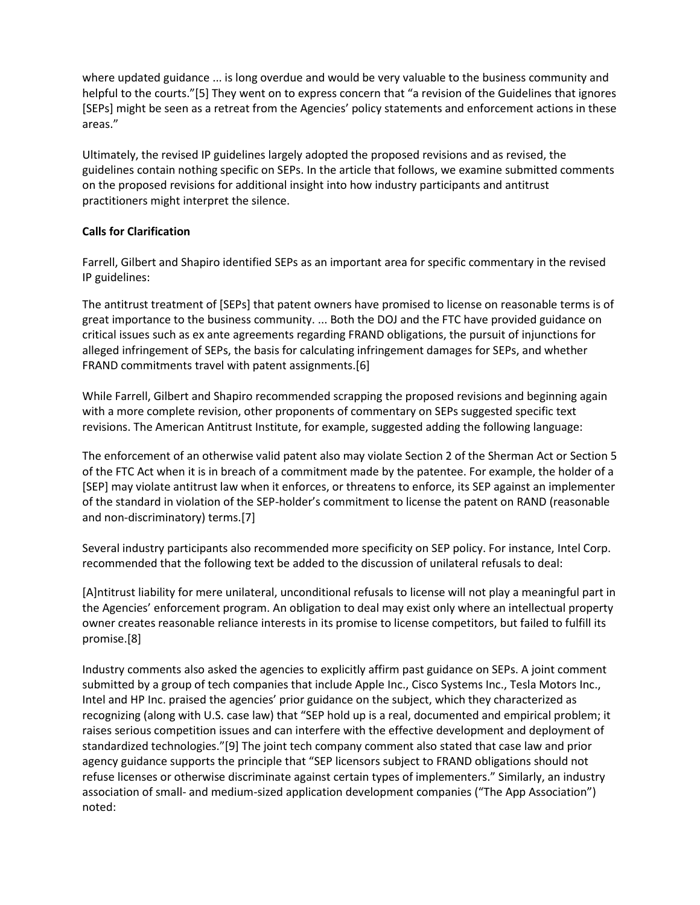where updated guidance ... is long overdue and would be very valuable to the business community and helpful to the courts."[5] They went on to express concern that "a revision of the Guidelines that ignores [SEPs] might be seen as a retreat from the Agencies' policy statements and enforcement actions in these areas."

Ultimately, the revised IP guidelines largely adopted the proposed revisions and as revised, the guidelines contain nothing specific on SEPs. In the article that follows, we examine submitted comments on the proposed revisions for additional insight into how industry participants and antitrust practitioners might interpret the silence.

**Calls for Clarification**

Farrell, Gilbert and Shapiro identified SEPs as an important area for specific commentary in the revised IP guidelines:

The antitrust treatment of [SEPs] that patent owners have promised to license on reasonable terms is of great importance to the business community. ... Both the DOJ and the FTC have provided guidance on critical issues such as ex ante agreements regarding FRAND obligations, the pursuit of injunctions for alleged infringement of SEPs, the basis for calculating infringement damages for SEPs, and whether FRAND commitments travel with patent assignments.[6]

While Farrell, Gilbert and Shapiro recommended scrapping the proposed revisions and beginning again with a more complete revision, other proponents of commentary on SEPs suggested specific text revisions. The American Antitrust Institute, for example, suggested adding the following language:

The enforcement of an otherwise valid patent also may violate Section 2 of the Sherman Act or Section 5 of the FTC Act when it is in breach of a commitment made by the patentee. For example, the holder of a [SEP] may violate antitrust law when it enforces, or threatens to enforce, its SEP against an implementer of the standard in violation of the SEP-holder's commitment to license the patent on RAND (reasonable and non-discriminatory) terms.[7]

Several industry participants also recommended more specificity on SEP policy. For instance, Intel Corp. recommended that the following text be added to the discussion of unilateral refusals to deal:

[A]ntitrust liability for mere unilateral, unconditional refusals to license will not play a meaningful part in the Agencies' enforcement program. An obligation to deal may exist only where an intellectual property owner creates reasonable reliance interests in its promise to license competitors, but failed to fulfill its promise.[8]

Industry comments also asked the agencies to explicitly affirm past guidance on SEPs. A joint comment submitted by a group of tech companies that include Apple Inc., Cisco Systems Inc., Tesla Motors Inc., Intel and HP Inc. praised the agencies' prior guidance on the subject, which they characterized as recognizing (along with U.S. case law) that "SEP hold up is a real, documented and empirical problem; it raises serious competition issues and can interfere with the effective development and deployment of standardized technologies."[9] The joint tech company comment also stated that case law and prior agency guidance supports the principle that "SEP licensors subject to FRAND obligations should not refuse licenses or otherwise discriminate against certain types of implementers." Similarly, an industry association of small- and medium-sized application development companies ("The App Association") noted: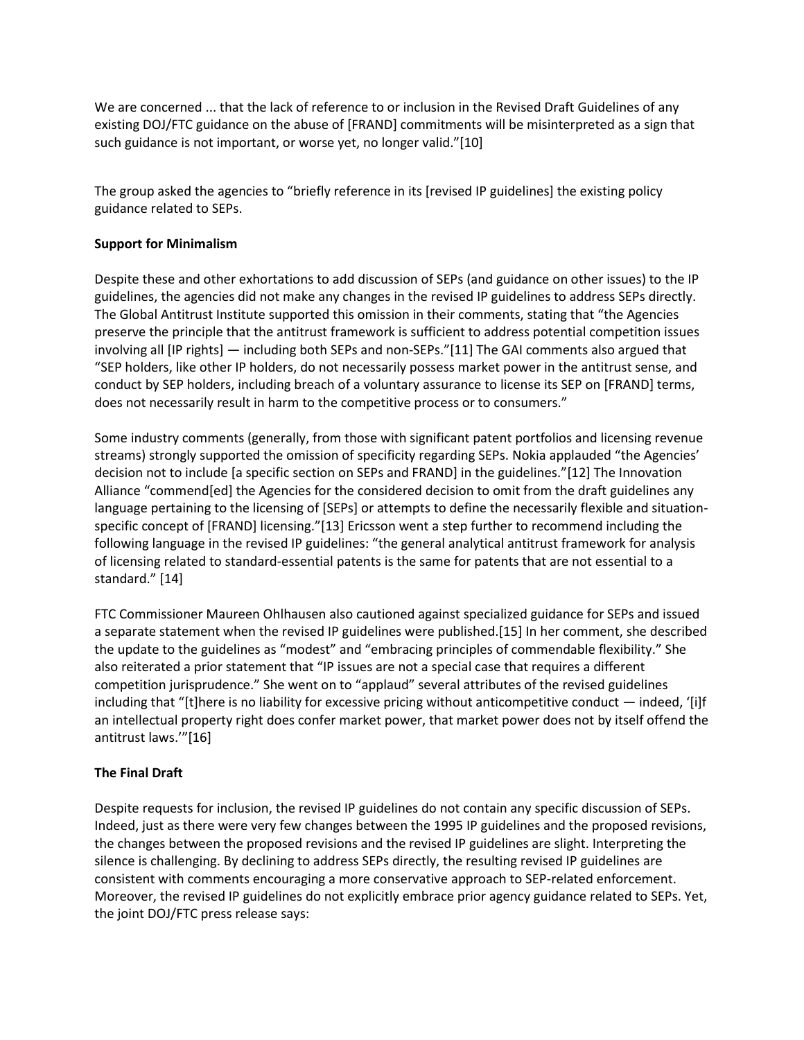We are concerned ... that the lack of reference to or inclusion in the Revised Draft Guidelines of any existing DOJ/FTC guidance on the abuse of [FRAND] commitments will be misinterpreted as a sign that such guidance is not important, or worse yet, no longer valid."[10]

The group asked the agencies to "briefly reference in its [revised IP guidelines] the existing policy guidance related to SEPs.

**Support for Minimalism**

Despite these and other exhortations to add discussion of SEPs (and guidance on other issues) to the IP guidelines, the agencies did not make any changes in the revised IP guidelines to address SEPs directly. The Global Antitrust Institute supported this omission in their comments, stating that "the Agencies preserve the principle that the antitrust framework is sufficient to address potential competition issues involving all [IP rights] — including both SEPs and non-SEPs."[11] The GAI comments also argued that "SEP holders, like other IP holders, do not necessarily possess market power in the antitrust sense, and conduct by SEP holders, including breach of a voluntary assurance to license its SEP on [FRAND] terms, does not necessarily result in harm to the competitive process or to consumers."

Some industry comments (generally, from those with significant patent portfolios and licensing revenue streams) strongly supported the omission of specificity regarding SEPs. Nokia applauded "the Agencies' decision not to include [a specific section on SEPs and FRAND] in the guidelines."[12] The Innovation Alliance "commend[ed] the Agencies for the considered decision to omit from the draft guidelines any language pertaining to the licensing of [SEPs] or attempts to define the necessarily flexible and situation-specific concept of [FRAND] licensing."[13] Ericsson went a step further to recommend including the following language in the revised IP guidelines: "the general analytical antitrust framework for analysis of licensing related to standard-essential patents is the same for patents that are not essential to a standard." [14]

FTC Commissioner Maureen Ohlhausen also cautioned against specialized guidance for SEPs and issued a separate statement when the revised IP guidelines were published.[15] In her comment, she described the update to the guidelines as "modest" and "embracing principles of commendable flexibility." She also reiterated a prior statement that "IP issues are not a special case that requires a different competition jurisprudence." She went on to "applaud" several attributes of the revised guidelines including that "[t]here is no liability for excessive pricing without anticompetitive conduct — indeed, '[i]f an intellectual property right does confer market power, that market power does not by itself offend the antitrust laws.'"[16]

**The Final Draft**

Despite requests for inclusion, the revised IP guidelines do not contain any specific discussion of SEPs. Indeed, just as there were very few changes between the 1995 IP guidelines and the proposed revisions, the changes between the proposed revisions and the revised IP guidelines are slight. Interpreting the silence is challenging. By declining to address SEPs directly, the resulting revised IP guidelines are consistent with comments encouraging a more conservative approach to SEP-related enforcement. Moreover, the revised IP guidelines do not explicitly embrace prior agency guidance related to SEPs. Yet, the joint DOJ/FTC press release says: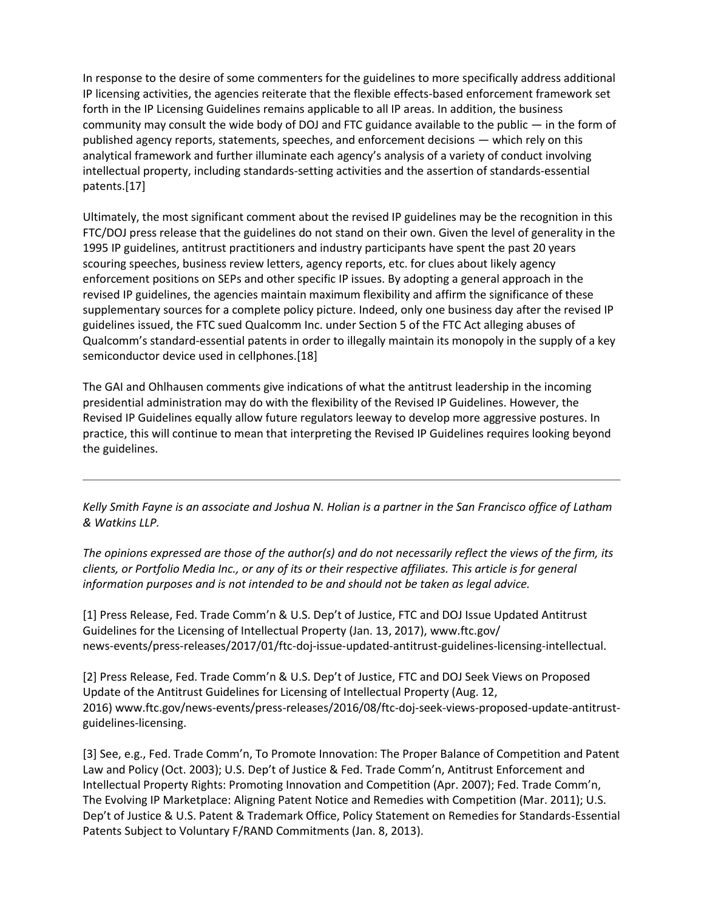In response to the desire of some commenters for the guidelines to more specifically address additional IP licensing activities, the agencies reiterate that the flexible effects-based enforcement framework set forth in the IP Licensing Guidelines remains applicable to all IP areas. In addition, the business community may consult the wide body of DOJ and FTC guidance available to the public — in the form of published agency reports, statements, speeches, and enforcement decisions — which rely on this analytical framework and further illuminate each agency's analysis of a variety of conduct involving intellectual property, including standards-setting activities and the assertion of standards-essential patents.[17]

Ultimately, the most significant comment about the revised IP guidelines may be the recognition in this FTC/DOJ press release that the guidelines do not stand on their own. Given the level of generality in the 1995 IP guidelines, antitrust practitioners and industry participants have spent the past 20 years scouring speeches, business review letters, agency reports, etc. for clues about likely agency enforcement positions on SEPs and other specific IP issues. By adopting a general approach in the revised IP guidelines, the agencies maintain maximum flexibility and affirm the significance of these supplementary sources for a complete policy picture. Indeed, only one business day after the revised IP guidelines issued, the FTC sued Qualcomm Inc. under Section 5 of the FTC Act alleging abuses of Qualcomm's standard-essential patents in order to illegally maintain its monopoly in the supply of a key semiconductor device used in cellphones.[18]

The GAI and Ohlhausen comments give indications of what the antitrust leadership in the incoming presidential administration may do with the flexibility of the Revised IP Guidelines. However, the Revised IP Guidelines equally allow future regulators leeway to develop more aggressive postures. In practice, this will continue to mean that interpreting the Revised IP Guidelines requires looking beyond the guidelines.

---

*Kelly Smith Fayne is an associate and Joshua N. Holian is a partner in the San Francisco office of Latham & Watkins LLP.*

*The opinions expressed are those of the author(s) and do not necessarily reflect the views of the firm, its clients, or Portfolio Media Inc., or any of its or their respective affiliates. This article is for general information purposes and is not intended to be and should not be taken as legal advice.*

[1] Press Release, Fed. Trade Comm'n & U.S. Dep't of Justice, FTC and DOJ Issue Updated Antitrust Guidelines for the Licensing of Intellectual Property (Jan. 13, 2017), www.ftc.gov/news-events/press-releases/2017/01/ftc-doj-issue-updated-antitrust-guidelines-licensing-intellectual.

[2] Press Release, Fed. Trade Comm'n & U.S. Dep't of Justice, FTC and DOJ Seek Views on Proposed Update of the Antitrust Guidelines for Licensing of Intellectual Property (Aug. 12, 2016) www.ftc.gov/news-events/press-releases/2016/08/ftc-doj-seek-views-proposed-update-antitrust-guidelines-licensing.

[3] See, e.g., Fed. Trade Comm'n, To Promote Innovation: The Proper Balance of Competition and Patent Law and Policy (Oct. 2003); U.S. Dep't of Justice & Fed. Trade Comm'n, Antitrust Enforcement and Intellectual Property Rights: Promoting Innovation and Competition (Apr. 2007); Fed. Trade Comm'n, The Evolving IP Marketplace: Aligning Patent Notice and Remedies with Competition (Mar. 2011); U.S. Dep't of Justice & U.S. Patent & Trademark Office, Policy Statement on Remedies for Standards-Essential Patents Subject to Voluntary F/RAND Commitments (Jan. 8, 2013).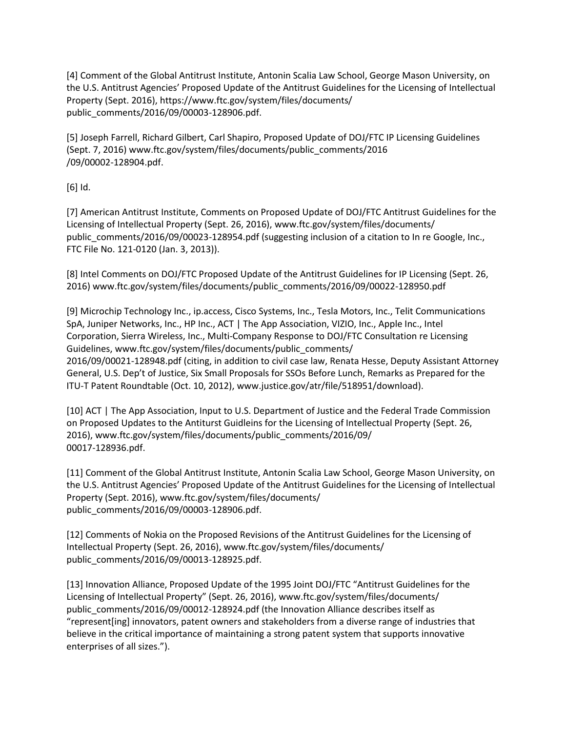[4] Comment of the Global Antitrust Institute, Antonin Scalia Law School, George Mason University, on the U.S. Antitrust Agencies' Proposed Update of the Antitrust Guidelines for the Licensing of Intellectual Property (Sept. 2016), https://www.ftc.gov/system/files/documents/public_comments/2016/09/00003-128906.pdf.

[5] Joseph Farrell, Richard Gilbert, Carl Shapiro, Proposed Update of DOJ/FTC IP Licensing Guidelines (Sept. 7, 2016) www.ftc.gov/system/files/documents/public_comments/2016/09/00002-128904.pdf.

[6] Id.

[7] American Antitrust Institute, Comments on Proposed Update of DOJ/FTC Antitrust Guidelines for the Licensing of Intellectual Property (Sept. 26, 2016), www.ftc.gov/system/files/documents/public_comments/2016/09/00023-128954.pdf (suggesting inclusion of a citation to In re Google, Inc., FTC File No. 121-0120 (Jan. 3, 2013)).

[8] Intel Comments on DOJ/FTC Proposed Update of the Antitrust Guidelines for IP Licensing (Sept. 26, 2016) www.ftc.gov/system/files/documents/public_comments/2016/09/00022-128950.pdf

[9] Microchip Technology Inc., ip.access, Cisco Systems, Inc., Tesla Motors, Inc., Telit Communications SpA, Juniper Networks, Inc., HP Inc., ACT | The App Association, VIZIO, Inc., Apple Inc., Intel Corporation, Sierra Wireless, Inc., Multi-Company Response to DOJ/FTC Consultation re Licensing Guidelines, www.ftc.gov/system/files/documents/public_comments/2016/09/00021-128948.pdf (citing, in addition to civil case law, Renata Hesse, Deputy Assistant Attorney General, U.S. Dep't of Justice, Six Small Proposals for SSOs Before Lunch, Remarks as Prepared for the ITU-T Patent Roundtable (Oct. 10, 2012), www.justice.gov/atr/file/518951/download).

[10] ACT | The App Association, Input to U.S. Department of Justice and the Federal Trade Commission on Proposed Updates to the Antiturst Guidleins for the Licensing of Intellectual Property (Sept. 26, 2016), www.ftc.gov/system/files/documents/public_comments/2016/09/00017-128936.pdf.

[11] Comment of the Global Antitrust Institute, Antonin Scalia Law School, George Mason University, on the U.S. Antitrust Agencies' Proposed Update of the Antitrust Guidelines for the Licensing of Intellectual Property (Sept. 2016), www.ftc.gov/system/files/documents/public_comments/2016/09/00003-128906.pdf.

[12] Comments of Nokia on the Proposed Revisions of the Antitrust Guidelines for the Licensing of Intellectual Property (Sept. 26, 2016), www.ftc.gov/system/files/documents/public_comments/2016/09/00013-128925.pdf.

[13] Innovation Alliance, Proposed Update of the 1995 Joint DOJ/FTC "Antitrust Guidelines for the Licensing of Intellectual Property" (Sept. 26, 2016), www.ftc.gov/system/files/documents/public_comments/2016/09/00012-128924.pdf (the Innovation Alliance describes itself as "represent[ing] innovators, patent owners and stakeholders from a diverse range of industries that believe in the critical importance of maintaining a strong patent system that supports innovative enterprises of all sizes.").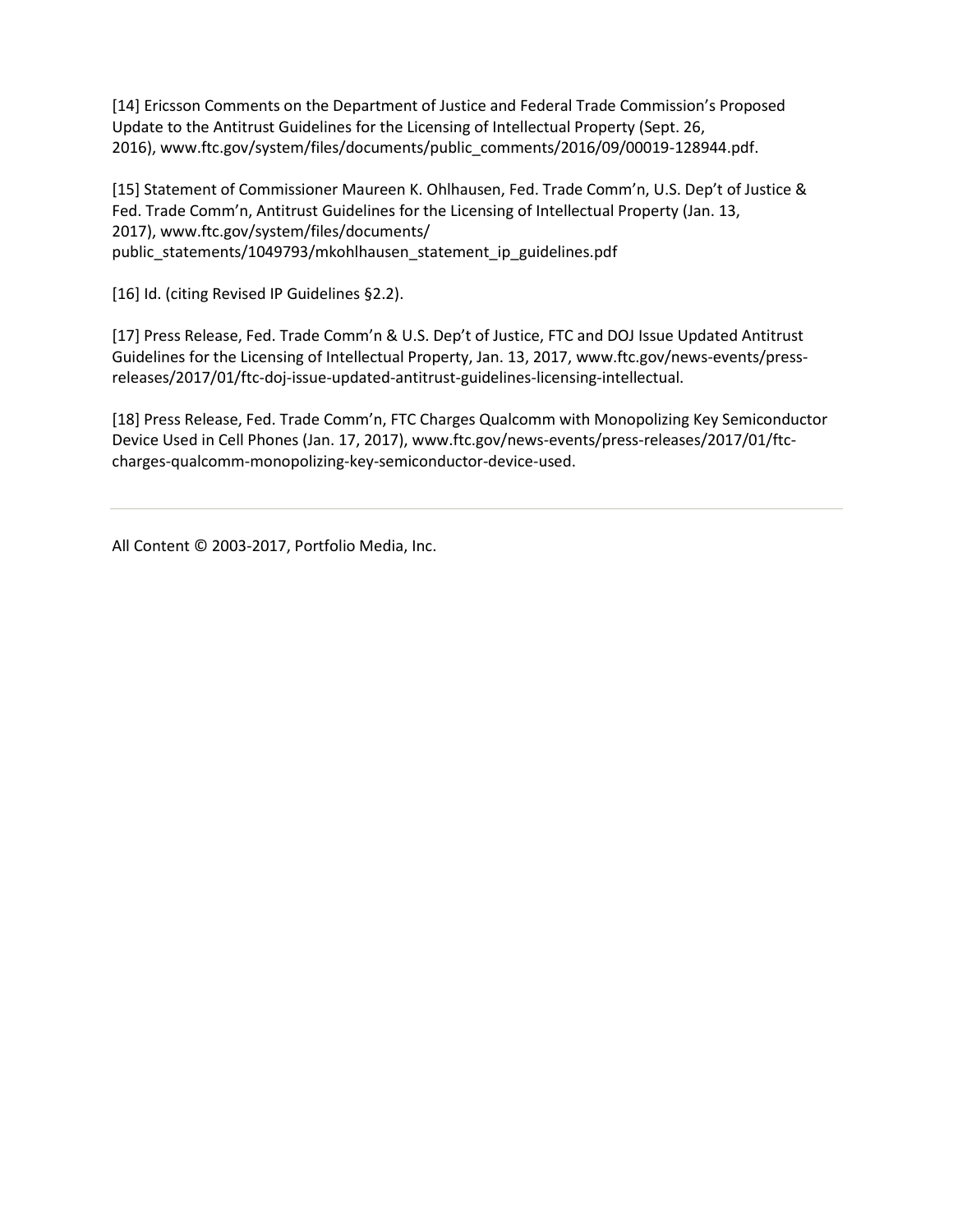[14] Ericsson Comments on the Department of Justice and Federal Trade Commission's Proposed Update to the Antitrust Guidelines for the Licensing of Intellectual Property (Sept. 26, 2016), www.ftc.gov/system/files/documents/public_comments/2016/09/00019-128944.pdf.

[15] Statement of Commissioner Maureen K. Ohlhausen, Fed. Trade Comm'n, U.S. Dep't of Justice & Fed. Trade Comm'n, Antitrust Guidelines for the Licensing of Intellectual Property (Jan. 13, 2017), www.ftc.gov/system/files/documents/public_statements/1049793/mkohlhausen_statement_ip_guidelines.pdf

[16] Id. (citing Revised IP Guidelines §2.2).

[17] Press Release, Fed. Trade Comm'n & U.S. Dep't of Justice, FTC and DOJ Issue Updated Antitrust Guidelines for the Licensing of Intellectual Property, Jan. 13, 2017, www.ftc.gov/news-events/press-releases/2017/01/ftc-doj-issue-updated-antitrust-guidelines-licensing-intellectual.

[18] Press Release, Fed. Trade Comm'n, FTC Charges Qualcomm with Monopolizing Key Semiconductor Device Used in Cell Phones (Jan. 17, 2017), www.ftc.gov/news-events/press-releases/2017/01/ftc-charges-qualcomm-monopolizing-key-semiconductor-device-used.

---

All Content © 2003-2017, Portfolio Media, Inc.